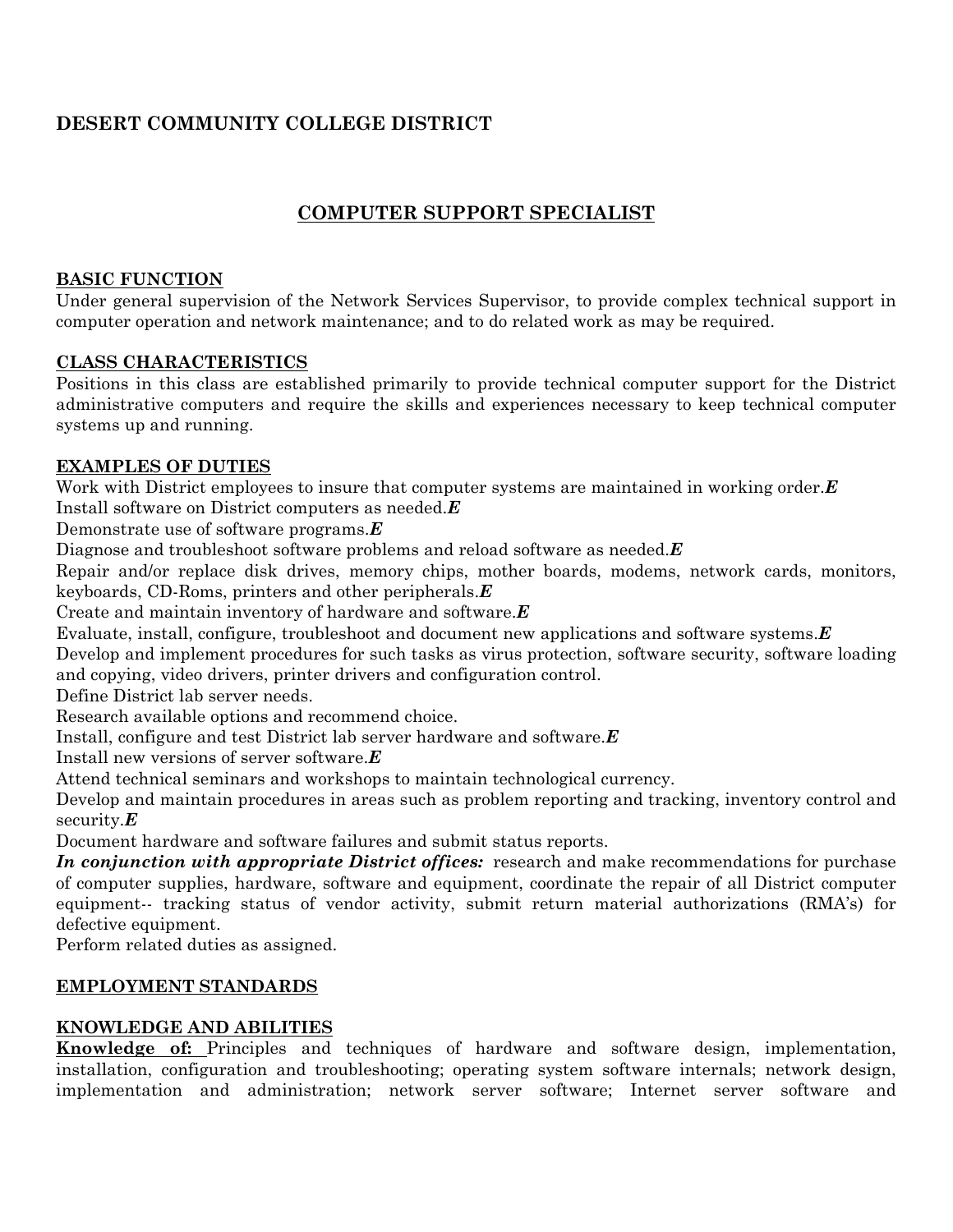**DESERT COMMUNITY COLLEGE DISTRICT**

# COMPUTER SUPPORT SPECIALIST

## BASIC FUNCTION

Under general supervision of the Network Services Supervisor, to provide complex technical support in computer operation and network maintenance; and to do related work as may be required.

## CLASS CHARACTERISTICS

Positions in this class are established primarily to provide technical computer support for the District administrative computers and require the skills and experiences necessary to keep technical computer systems up and running.

## EXAMPLES OF DUTIES

Work with District employees to insure that computer systems are maintained in working order.***E***
Install software on District computers as needed.***E***
Demonstrate use of software programs.***E***
Diagnose and troubleshoot software problems and reload software as needed.***E***
Repair and/or replace disk drives, memory chips, mother boards, modems, network cards, monitors, keyboards, CD-Roms, printers and other peripherals.***E***
Create and maintain inventory of hardware and software.***E***
Evaluate, install, configure, troubleshoot and document new applications and software systems.***E***
Develop and implement procedures for such tasks as virus protection, software security, software loading and copying, video drivers, printer drivers and configuration control.
Define District lab server needs.
Research available options and recommend choice.
Install, configure and test District lab server hardware and software.***E***
Install new versions of server software.***E***
Attend technical seminars and workshops to maintain technological currency.
Develop and maintain procedures in areas such as problem reporting and tracking, inventory control and security.***E***
Document hardware and software failures and submit status reports.
***In conjunction with appropriate District offices:*** research and make recommendations for purchase of computer supplies, hardware, software and equipment, coordinate the repair of all District computer equipment-- tracking status of vendor activity, submit return material authorizations (RMA's) for defective equipment.
Perform related duties as assigned.

## EMPLOYMENT STANDARDS

## KNOWLEDGE AND ABILITIES

**Knowledge of:** Principles and techniques of hardware and software design, implementation, installation, configuration and troubleshooting; operating system software internals; network design, implementation and administration; network server software; Internet server software and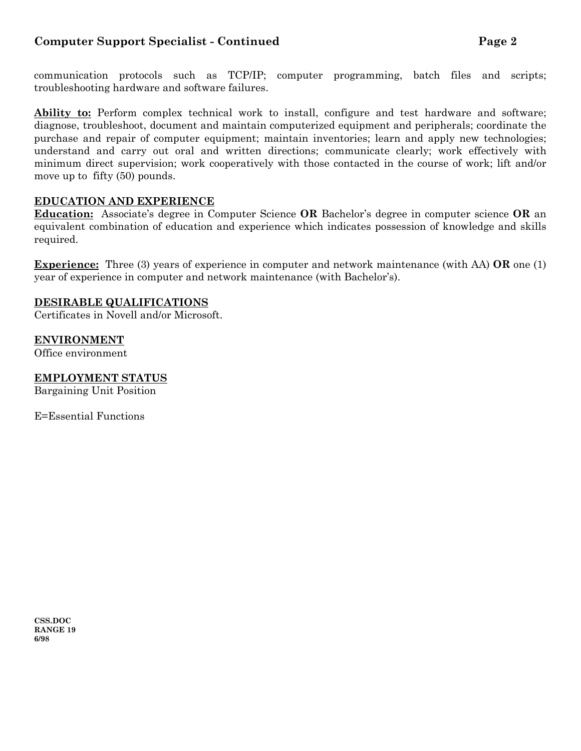communication protocols such as TCP/IP; computer programming, batch files and scripts; troubleshooting hardware and software failures.

**Ability to:** Perform complex technical work to install, configure and test hardware and software; diagnose, troubleshoot, document and maintain computerized equipment and peripherals; coordinate the purchase and repair of computer equipment; maintain inventories; learn and apply new technologies; understand and carry out oral and written directions; communicate clearly; work effectively with minimum direct supervision; work cooperatively with those contacted in the course of work; lift and/or move up to fifty (50) pounds.

## EDUCATION AND EXPERIENCE

**Education:** Associate's degree in Computer Science **OR** Bachelor's degree in computer science **OR** an equivalent combination of education and experience which indicates possession of knowledge and skills required.

**Experience:** Three (3) years of experience in computer and network maintenance (with AA) **OR** one (1) year of experience in computer and network maintenance (with Bachelor's).

## DESIRABLE QUALIFICATIONS

Certificates in Novell and/or Microsoft.

## ENVIRONMENT

Office environment

## EMPLOYMENT STATUS

Bargaining Unit Position

E=Essential Functions

**CSS.DOC**
**RANGE 19**
**6/98**